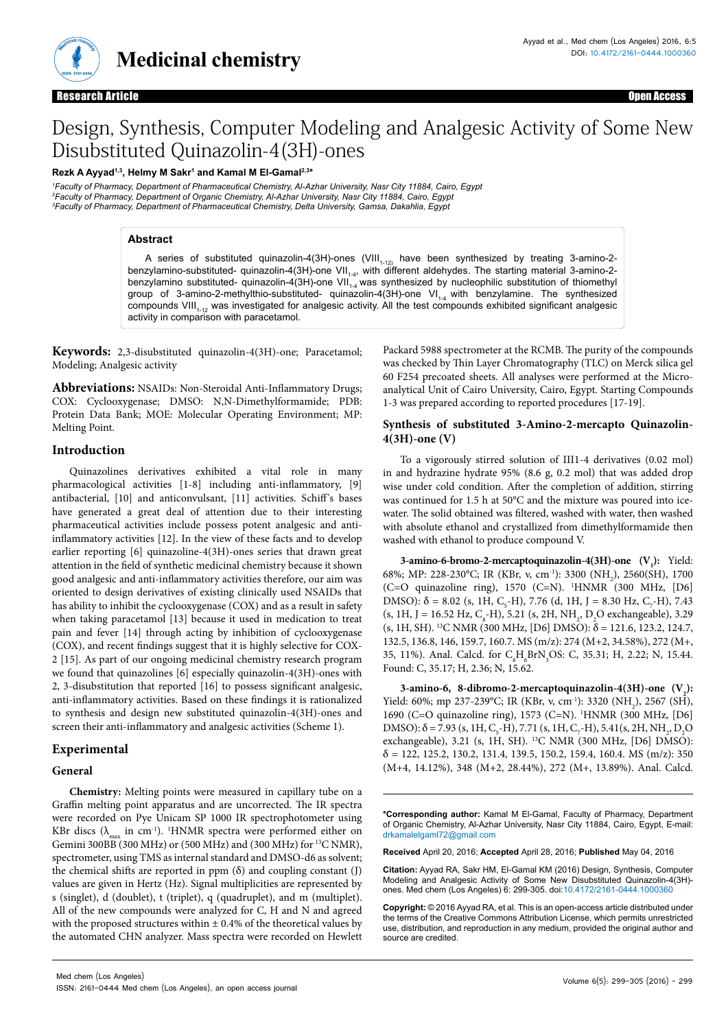Research Article | Open Access

# Design, Synthesis, Computer Modeling and Analgesic Activity of Some New Disubstituted Quinazolin-4(3H)-ones

**Rezk A Ayyad[1,3], Helmy M Sakr[1] and Kamal M El-Gamal[2,3]***

[1]*Faculty of Pharmacy, Department of Pharmaceutical Chemistry, Al-Azhar University, Nasr City 11884, Cairo, Egypt*
[2]*Faculty of Pharmacy, Department of Organic Chemistry, Al-Azhar University, Nasr City 11884, Cairo, Egypt*
[3]*Faculty of Pharmacy, Department of Pharmaceutical Chemistry, Delta University, Gamsa, Dakahlia, Egypt*

## Abstract

A series of substituted quinazolin-4(3H)-ones ($VIII_{1-12}$) have been synthesized by treating 3-amino-2-benzylamino-substituted- quinazolin-4(3H)-one $VII_{1-4}$, with different aldehydes. The starting material 3-amino-2-benzylamino substituted- quinazolin-4(3H)-one $VII_{1-4}$ was synthesized by nucleophilic substitution of thiomethyl group of 3-amino-2-methylthio-substituted- quinazolin-4(3H)-one $VI_{1-4}$ with benzylamine. The synthesized compounds $VIII_{1-12}$ was investigated for analgesic activity. All the test compounds exhibited significant analgesic activity in comparison with paracetamol.

**Keywords:** 2,3-disubstituted quinazolin-4(3H)-one; Paracetamol; Modeling; Analgesic activity

**Abbreviations:** NSAIDs: Non-Steroidal Anti-Inflammatory Drugs; COX: Cyclooxygenase; DMSO: N,N-Dimethylformamide; PDB: Protein Data Bank; MOE: Molecular Operating Environment; MP: Melting Point.

## Introduction

Quinazolines derivatives exhibited a vital role in many pharmacological activities [1-8] including anti-inflammatory, [9] antibacterial, [10] and anticonvulsant, [11] activities. Schiff's bases have generated a great deal of attention due to their interesting pharmaceutical activities include possess potent analgesic and anti-inflammatory activities [12]. In the view of these facts and to develop earlier reporting [6] quinazoline-4(3H)-ones series that drawn great attention in the field of synthetic medicinal chemistry because it shown good analgesic and anti-inflammatory activities therefore, our aim was oriented to design derivatives of existing clinically used NSAIDs that has ability to inhibit the cyclooxygenase (COX) and as a result in safety when taking paracetamol [13] because it used in medication to treat pain and fever [14] through acting by inhibition of cyclooxygenase (COX), and recent findings suggest that it is highly selective for COX-2 [15]. As part of our ongoing medicinal chemistry research program we found that quinazolines [6] especially quinazolin-4(3H)-ones with 2, 3-disubstitution that reported [16] to possess significant analgesic, anti-inflammatory activities. Based on these findings it is rationalized to synthesis and design new substituted quinazolin-4(3H)-ones and screen their anti-inflammatory and analgesic activities (Scheme 1).

## Experimental

### General

**Chemistry:** Melting points were measured in capillary tube on a Graffin melting point apparatus and are uncorrected. The IR spectra were recorded on Pye Unicam SP 1000 IR spectrophotometer using KBr discs ($\lambda_{max}$ in $cm^{-1}$). [1]HNMR spectra were performed either on Gemini 300BB (300 MHz) or (500 MHz) and (300 MHz) for [13]C NMR), spectrometer, using TMS as internal standard and DMSO-d6 as solvent; the chemical shifts are reported in ppm (δ) and coupling constant (J) values are given in Hertz (Hz). Signal multiplicities are represented by s (singlet), d (doublet), t (triplet), q (quadruplet), and m (multiplet). All of the new compounds were analyzed for C, H and N and agreed with the proposed structures within ± 0.4% of the theoretical values by the automated CHN analyzer. Mass spectra were recorded on Hewlett Packard 5988 spectrometer at the RCMB. The purity of the compounds was checked by Thin Layer Chromatography (TLC) on Merck silica gel 60 F254 precoated sheets. All analyses were performed at the Micro-analytical Unit of Cairo University, Cairo, Egypt. Starting Compounds 1-3 was prepared according to reported procedures [17-19].

### Synthesis of substituted 3-Amino-2-mercapto Quinazolin-4(3H)-one (V)

To a vigorously stirred solution of III1-4 derivatives (0.02 mol) in and hydrazine hydrate 95% (8.6 g, 0.2 mol) that was added drop wise under cold condition. After the completion of addition, stirring was continued for 1.5 h at 50°C and the mixture was poured into ice-water. The solid obtained was filtered, washed with water, then washed with absolute ethanol and crystallized from dimethylformamide then washed with ethanol to produce compound V.

**3-amino-6-bromo-2-mercaptoquinazolin-4(3H)-one ($V_1$):** Yield: 68%; MP: 228-230°C; IR (KBr, ν, $cm^{-1}$): 3300 ($NH_2$), 2560(SH), 1700 (C=O quinazoline ring), 1570 (C=N). [1]HNMR (300 MHz, [D6] DMSO): δ = 8.02 (s, 1H, $C_5$-H), 7.76 (d, 1H, J = 8.30 Hz, $C_7$-H), 7.43 (s, 1H, J = 16.52 Hz, $C_8$-H), 5.21 (s, 2H, $NH_2$, $D_2O$ exchangeable), 3.29 (s, 1H, SH). [13]C NMR (300 MHz, [D6] DMSO): δ = 121.6, 123.2, 124.7, 132.5, 136.8, 146, 159.7, 160.7. MS (m/z): 274 (M+2, 34.58%), 272 (M+, 35, 11%). Anal. Calcd. for $C_8H_6BrN_3OS$: C, 35.31; H, 2.22; N, 15.44. Found: C, 35.17; H, 2.36; N, 15.62.

**3-amino-6, 8-dibromo-2-mercaptoquinazolin-4(3H)-one ($V_2$):** Yield: 60%; mp 237-239°C; IR (KBr, ν, $cm^{-1}$): 3320 ($NH_2$), 2567 (SH), 1690 (C=O quinazoline ring), 1573 (C=N). [1]HNMR (300 MHz, [D6] DMSO): δ = 7.93 (s, 1H, $C_5$-H), 7.71 (s, 1H, $C_7$-H), 5.41(s, 2H, $NH_2$, $D_2O$ exchangeable), 3.21 (s, 1H, SH). [13]C NMR (300 MHz, [D6] DMSO): δ = 122, 125.2, 130.2, 131.4, 139.5, 150.2, 159.4, 160.4. MS (m/z): 350 (M+4, 14.12%), 348 (M+2, 28.44%), 272 (M+, 13.89%). Anal. Calcd.

---

***Corresponding author:** Kamal M El-Gamal, Faculty of Pharmacy, Department of Organic Chemistry, Al-Azhar University, Nasr City 11884, Cairo, Egypt, E-mail: drkamalelgaml72@gmail.com

**Received** April 20, 2016; **Accepted** April 28, 2016; **Published** May 04, 2016

**Citation:** Ayyad RA, Sakr HM, El-Gamal KM (2016) Design, Synthesis, Computer Modeling and Analgesic Activity of Some New Disubstituted Quinazolin-4(3H)-ones. Med chem (Los Angeles) 6: 299-305. doi:10.4172/2161-0444.1000360

**Copyright:** © 2016 Ayyad RA, et al. This is an open-access article distributed under the terms of the Creative Commons Attribution License, which permits unrestricted use, distribution, and reproduction in any medium, provided the original author and source are credited.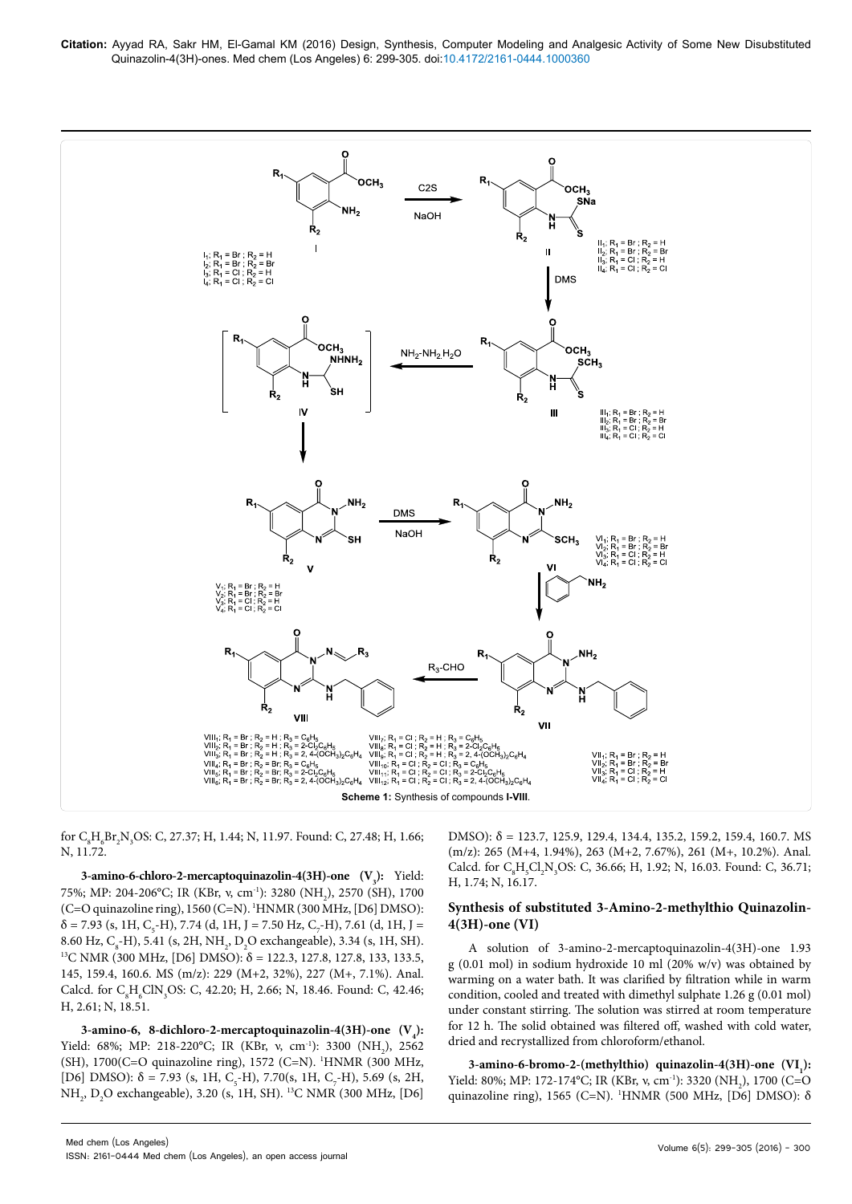Scheme 1: Synthesis of compounds I-VIII.

for $C_8H_6Br_2N_3OS$: C, 27.37; H, 1.44; N, 11.97. Found: C, 27.48; H, 1.66; N, 11.72.

**3-amino-6-chloro-2-mercaptoquinazolin-4(3H)-one ($V_3$):** Yield: 75%; MP: 204-206°C; IR (KBr, ν, $cm^{-1}$): 3280 ($NH_2$), 2570 (SH), 1700 (C=O quinazoline ring), 1560 (C=N). $^1$HNMR (300 MHz, [D6] DMSO): δ = 7.93 (s, 1H, $C_5$-H), 7.74 (d, 1H, J = 7.50 Hz, $C_7$-H), 7.61 (d, 1H, J = 8.60 Hz, $C_8$-H), 5.41 (s, 2H, $NH_2$, $D_2O$ exchangeable), 3.34 (s, 1H, SH). $^{13}$C NMR (300 MHz, [D6] DMSO): δ = 122.3, 127.8, 127.8, 133, 133.5, 145, 159.4, 160.6. MS (m/z): 229 (M+2, 32%), 227 (M+, 7.1%). Anal. Calcd. for $C_8H_6ClN_3OS$: C, 42.20; H, 2.66; N, 18.46. Found: C, 42.46; H, 2.61; N, 18.51.

**3-amino-6, 8-dichloro-2-mercaptoquinazolin-4(3H)-one ($V_4$):** Yield: 68%; MP: 218-220°C; IR (KBr, ν, $cm^{-1}$): 3300 ($NH_2$), 2562 (SH), 1700(C=O quinazoline ring), 1572 (C=N). $^1$HNMR (300 MHz, [D6] DMSO): δ = 7.93 (s, 1H, $C_5$-H), 7.70(s, 1H, $C_7$-H), 5.69 (s, 2H, $NH_2$, $D_2O$ exchangeable), 3.20 (s, 1H, SH). $^{13}$C NMR (300 MHz, [D6] DMSO): δ = 123.7, 125.9, 129.4, 134.4, 135.2, 159.2, 159.4, 160.7. MS (m/z): 265 (M+4, 1.94%), 263 (M+2, 7.67%), 261 (M+, 10.2%). Anal. Calcd. for $C_8H_5Cl_2N_3OS$: C, 36.66; H, 1.92; N, 16.03. Found: C, 36.71; H, 1.74; N, 16.17.

## Synthesis of substituted 3-Amino-2-methylthio Quinazolin-4(3H)-one (VI)

A solution of 3-amino-2-mercaptoquinazolin-4(3H)-one 1.93 g (0.01 mol) in sodium hydroxide 10 ml (20% w/v) was obtained by warming on a water bath. It was clarified by filtration while in warm condition, cooled and treated with dimethyl sulphate 1.26 g (0.01 mol) under constant stirring. The solution was stirred at room temperature for 12 h. The solid obtained was filtered off, washed with cold water, dried and recrystallized from chloroform/ethanol.

**3-amino-6-bromo-2-(methylthio) quinazolin-4(3H)-one ($VI_1$):** Yield: 80%; MP: 172-174°C; IR (KBr, ν, $cm^{-1}$): 3320 ($NH_2$), 1700 (C=O quinazoline ring), 1565 (C=N). $^1$HNMR (500 MHz, [D6] DMSO): δ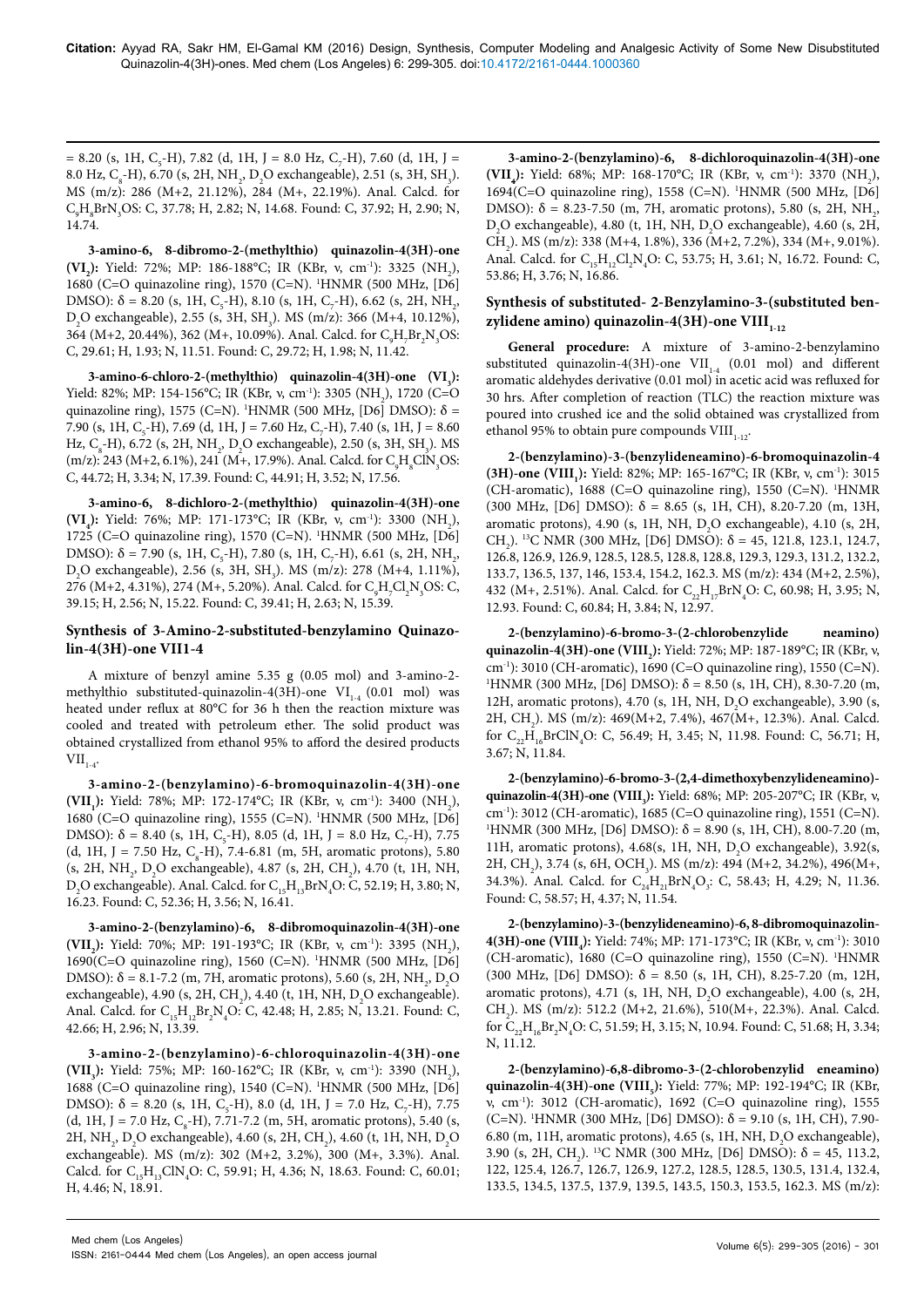= 8.20 (s, 1H, $C_5$-H), 7.82 (d, 1H, J = 8.0 Hz, $C_7$-H), 7.60 (d, 1H, J = 8.0 Hz, $C_8$-H), 6.70 (s, 2H, $NH_2$, $D_2O$ exchangeable), 2.51 (s, 3H, $SH_3$). MS (m/z): 286 (M+2, 21.12%), 284 (M+, 22.19%). Anal. Calcd. for $C_9H_8BrN_3OS$: C, 37.78; H, 2.82; N, 14.68. Found: C, 37.92; H, 2.90; N, 14.74.

**3-amino-6, 8-dibromo-2-(methylthio) quinazolin-4(3H)-one ($VI_2$):** Yield: 72%; MP: 186-188°C; IR (KBr, v, $cm^{-1}$): 3325 ($NH_2$), 1680 (C=O quinazoline ring), 1570 (C=N). $^1$HNMR (500 MHz, [D6] DMSO): δ = 8.20 (s, 1H, $C_5$-H), 8.10 (s, 1H, $C_7$-H), 6.62 (s, 2H, $NH_2$, $D_2O$ exchangeable), 2.55 (s, 3H, $SH_3$). MS (m/z): 366 (M+4, 10.12%), 364 (M+2, 20.44%), 362 (M+, 10.09%). Anal. Calcd. for $C_9H_7Br_2N_3OS$: C, 29.61; H, 1.93; N, 11.51. Found: C, 29.72; H, 1.98; N, 11.42.

**3-amino-6-chloro-2-(methylthio) quinazolin-4(3H)-one ($VI_3$):** Yield: 82%; MP: 154-156°C; IR (KBr, v, $cm^{-1}$): 3305 ($NH_2$), 1720 (C=O quinazoline ring), 1575 (C=N). $^1$HNMR (500 MHz, [D6] DMSO): δ = 7.90 (s, 1H, $C_5$-H), 7.69 (d, 1H, J = 7.60 Hz, $C_7$-H), 7.40 (s, 1H, J = 8.60 Hz, $C_8$-H), 6.72 (s, 2H, $NH_2$, $D_2O$ exchangeable), 2.50 (s, 3H, $SH_3$). MS (m/z): 243 (M+2, 6.1%), 241 (M+, 17.9%). Anal. Calcd. for $C_9H_8ClN_3OS$: C, 44.72; H, 3.34; N, 17.39. Found: C, 44.91; H, 3.52; N, 17.56.

**3-amino-6, 8-dichloro-2-(methylthio) quinazolin-4(3H)-one ($VI_4$):** Yield: 76%; MP: 171-173°C; IR (KBr, v, $cm^{-1}$): 3300 ($NH_2$), 1725 (C=O quinazoline ring), 1570 (C=N). $^1$HNMR (500 MHz, [D6] DMSO): δ = 7.90 (s, 1H, $C_5$-H), 7.80 (s, 1H, $C_7$-H), 6.61 (s, 2H, $NH_2$, $D_2O$ exchangeable), 2.56 (s, 3H, $SH_3$). MS (m/z): 278 (M+4, 1.11%), 276 (M+2, 4.31%), 274 (M+, 5.20%). Anal. Calcd. for $C_9H_7Cl_2N_3OS$: C, 39.15; H, 2.56; N, 15.22. Found: C, 39.41; H, 2.63; N, 15.39.

## Synthesis of 3-Amino-2-substituted-benzylamino Quinazolin-4(3H)-one VII1-4

A mixture of benzyl amine 5.35 g (0.05 mol) and 3-amino-2-methylthio substituted-quinazolin-4(3H)-one $VI_{1-4}$ (0.01 mol) was heated under reflux at 80°C for 36 h then the reaction mixture was cooled and treated with petroleum ether. The solid product was obtained crystallized from ethanol 95% to afford the desired products $VII_{1-4}$.

**3-amino-2-(benzylamino)-6-bromoquinazolin-4(3H)-one ($VII_1$):** Yield: 78%; MP: 172-174°C; IR (KBr, v, $cm^{-1}$): 3400 ($NH_2$), 1680 (C=O quinazoline ring), 1555 (C=N). $^1$HNMR (500 MHz, [D6] DMSO): δ = 8.40 (s, 1H, $C_5$-H), 8.05 (d, 1H, J = 8.0 Hz, $C_7$-H), 7.75 (d, 1H, J = 7.50 Hz, $C_8$-H), 7.4-6.81 (m, 5H, aromatic protons), 5.80 (s, 2H, $NH_2$, $D_2O$ exchangeable), 4.87 (s, 2H, $CH_2$), 4.70 (t, 1H, NH, $D_2O$ exchangeable). Anal. Calcd. for $C_{15}H_{13}BrN_4O$: C, 52.19; H, 3.80; N, 16.23. Found: C, 52.36; H, 3.56; N, 16.41.

**3-amino-2-(benzylamino)-6, 8-dibromoquinazolin-4(3H)-one ($VII_2$):** Yield: 70%; MP: 191-193°C; IR (KBr, v, $cm^{-1}$): 3395 ($NH_2$), 1690(C=O quinazoline ring), 1560 (C=N). $^1$HNMR (500 MHz, [D6] DMSO): δ = 8.1-7.2 (m, 7H, aromatic protons), 5.60 (s, 2H, $NH_2$, $D_2O$ exchangeable), 4.90 (s, 2H, $CH_2$), 4.40 (t, 1H, NH, $D_2O$ exchangeable). Anal. Calcd. for $C_{15}H_{12}Br_2N_4O$: C, 42.48; H, 2.85; N, 13.21. Found: C, 42.66; H, 2.96; N, 13.39.

**3-amino-2-(benzylamino)-6-chloroquinazolin-4(3H)-one ($VII_3$):** Yield: 75%; MP: 160-162°C; IR (KBr, v, $cm^{-1}$): 3390 ($NH_2$), 1688 (C=O quinazoline ring), 1540 (C=N). $^1$HNMR (500 MHz, [D6] DMSO): δ = 8.20 (s, 1H, $C_5$-H), 8.0 (d, 1H, J = 7.0 Hz, $C_7$-H), 7.75 (d, 1H, J = 7.0 Hz, $C_8$-H), 7.71-7.2 (m, 5H, aromatic protons), 5.40 (s, 2H, $NH_2$, $D_2O$ exchangeable), 4.60 (s, 2H, $CH_2$), 4.60 (t, 1H, NH, $D_2O$ exchangeable). MS (m/z): 302 (M+2, 3.2%), 300 (M+, 3.3%). Anal. Calcd. for $C_{15}H_{13}ClN_4O$: C, 59.91; H, 4.36; N, 18.63. Found: C, 60.01; H, 4.46; N, 18.91.

**3-amino-2-(benzylamino)-6, 8-dichloroquinazolin-4(3H)-one ($VII_4$):** Yield: 68%; MP: 168-170°C; IR (KBr, v, $cm^{-1}$): 3370 ($NH_2$), 1694(C=O quinazoline ring), 1558 (C=N). $^1$HNMR (500 MHz, [D6] DMSO): δ = 8.23-7.50 (m, 7H, aromatic protons), 5.80 (s, 2H, $NH_2$, $D_2O$ exchangeable), 4.80 (t, 1H, NH, $D_2O$ exchangeable), 4.60 (s, 2H, $CH_2$). MS (m/z): 338 (M+4, 1.8%), 336 (M+2, 7.2%), 334 (M+, 9.01%). Anal. Calcd. for $C_{15}H_{12}Cl_2N_4O$: C, 53.75; H, 3.61; N, 16.72. Found: C, 53.86; H, 3.76; N, 16.86.

## Synthesis of substituted- 2-Benzylamino-3-(substituted benzylidene amino) quinazolin-4(3H)-one $VIII_{1-12}$

**General procedure:** A mixture of 3-amino-2-benzylamino substituted quinazolin-4(3H)-one $VII_{1-4}$ (0.01 mol) and different aromatic aldehydes derivative (0.01 mol) in acetic acid was refluxed for 30 hrs. After completion of reaction (TLC) the reaction mixture was poured into crushed ice and the solid obtained was crystallized from ethanol 95% to obtain pure compounds $VIII_{1-12}$.

**2-(benzylamino)-3-(benzylideneamino)-6-bromoquinazolin-4 (3H)-one ($VIII_1$):** Yield: 82%; MP: 165-167°C; IR (KBr, v, $cm^{-1}$): 3015 (CH-aromatic), 1688 (C=O quinazoline ring), 1550 (C=N). $^1$HNMR (300 MHz, [D6] DMSO): δ = 8.65 (s, 1H, CH), 8.20-7.20 (m, 13H, aromatic protons), 4.90 (s, 1H, NH, $D_2O$ exchangeable), 4.10 (s, 2H, $CH_2$). $^{13}$C NMR (300 MHz, [D6] DMSO): δ = 45, 121.8, 123.1, 124.7, 126.8, 126.9, 126.9, 128.5, 128.5, 128.8, 128.8, 129.3, 129.3, 131.2, 132.2, 133.7, 136.5, 137, 146, 153.4, 154.2, 162.3. MS (m/z): 434 (M+2, 2.5%), 432 (M+, 2.51%). Anal. Calcd. for $C_{22}H_{17}BrN_4O$: C, 60.98; H, 3.95; N, 12.93. Found: C, 60.84; H, 3.84; N, 12.97.

**2-(benzylamino)-6-bromo-3-(2-chlorobenzylide neamino) quinazolin-4(3H)-one ($VIII_2$):** Yield: 72%; MP: 187-189°C; IR (KBr, v, $cm^{-1}$): 3010 (CH-aromatic), 1690 (C=O quinazoline ring), 1550 (C=N). $^1$HNMR (300 MHz, [D6] DMSO): δ = 8.50 (s, 1H, CH), 8.30-7.20 (m, 12H, aromatic protons), 4.70 (s, 1H, NH, $D_2O$ exchangeable), 3.90 (s, 2H, $CH_2$). MS (m/z): 469(M+2, 7.4%), 467(M+, 12.3%). Anal. Calcd. for $C_{22}H_{16}BrClN_4O$: C, 56.49; H, 3.45; N, 11.98. Found: C, 56.71; H, 3.67; N, 11.84.

**2-(benzylamino)-6-bromo-3-(2,4-dimethoxybenzylideneamino)-quinazolin-4(3H)-one ($VIII_3$):** Yield: 68%; MP: 205-207°C; IR (KBr, v, $cm^{-1}$): 3012 (CH-aromatic), 1685 (C=O quinazoline ring), 1551 (C=N). $^1$HNMR (300 MHz, [D6] DMSO): δ = 8.90 (s, 1H, CH), 8.00-7.20 (m, 11H, aromatic protons), 4.68(s, 1H, NH, $D_2O$ exchangeable), 3.92(s, 2H, $CH_2$), 3.74 (s, 6H, $OCH_3$). MS (m/z): 494 (M+2, 34.2%), 496(M+, 34.3%). Anal. Calcd. for $C_{24}H_{21}BrN_4O_3$: C, 58.43; H, 4.29; N, 11.36. Found: C, 58.57; H, 4.37; N, 11.54.

**2-(benzylamino)-3-(benzylideneamino)-6, 8-dibromoquinazolin-4(3H)-one ($VIII_4$):** Yield: 74%; MP: 171-173°C; IR (KBr, v, $cm^{-1}$): 3010 (CH-aromatic), 1680 (C=O quinazoline ring), 1550 (C=N). $^1$HNMR (300 MHz, [D6] DMSO): δ = 8.50 (s, 1H, CH), 8.25-7.20 (m, 12H, aromatic protons), 4.71 (s, 1H, NH, $D_2O$ exchangeable), 4.00 (s, 2H, $CH_2$). MS (m/z): 512.2 (M+2, 21.6%), 510(M+, 22.3%). Anal. Calcd. for $C_{22}H_{16}Br_2N_4O$: C, 51.59; H, 3.15; N, 10.94. Found: C, 51.68; H, 3.34; N, 11.12.

**2-(benzylamino)-6,8-dibromo-3-(2-chlorobenzylid eneamino) quinazolin-4(3H)-one ($VIII_5$):** Yield: 77%; MP: 192-194°C; IR (KBr, v, $cm^{-1}$): 3012 (CH-aromatic), 1692 (C=O quinazoline ring), 1555 (C=N). $^1$HNMR (300 MHz, [D6] DMSO): δ = 9.10 (s, 1H, CH), 7.90-6.80 (m, 11H, aromatic protons), 4.65 (s, 1H, NH, $D_2O$ exchangeable), 3.90 (s, 2H, $CH_2$). $^{13}$C NMR (300 MHz, [D6] DMSO): δ = 45, 113.2, 122, 125.4, 126.7, 126.7, 126.9, 127.2, 128.5, 128.5, 130.5, 131.4, 132.4, 133.5, 134.5, 137.5, 137.9, 139.5, 143.5, 150.3, 153.5, 162.3. MS (m/z):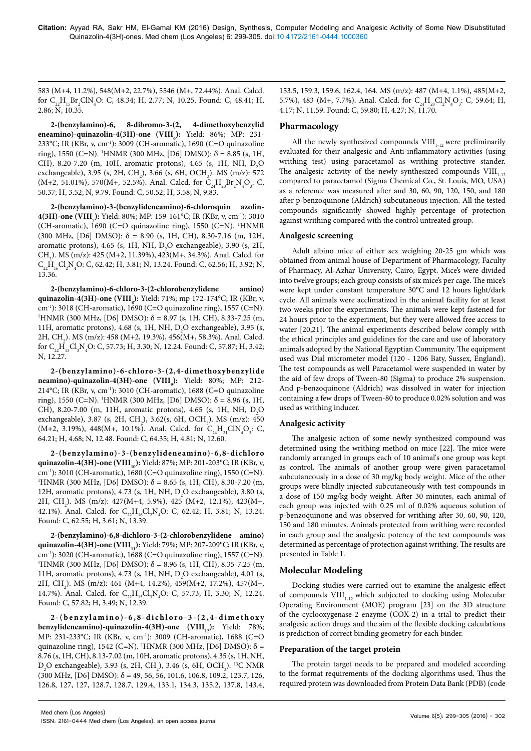583 (M+4, 11.2%), 548(M+2, 22.7%), 5546 (M+, 72.44%). Anal. Calcd. for $C_{22}H_{15}Br_2ClN_4O$: C, 48.34; H, 2.77; N, 10.25. Found: C, 48.41; H, 2.86; N, 10.35.

**2-(benzylamino)-6, 8-dibromo-3-(2, 4-dimethoxybenzylid eneamino)-quinazolin-4(3H)-one ($VIII_6$):** Yield: 86%; MP: 231-233°C; IR (KBr, ν, $cm^{-1}$): 3009 (CH-aromatic), 1690 (C=O quinazoline ring), 1550 (C=N). $^1$HNMR (300 MHz, [D6] DMSO): δ = 8.85 (s, 1H, CH), 8.20-7.20 (m, 10H, aromatic protons), 4.65 (s, 1H, NH, $D_2O$ exchangeable), 3.95 (s, 2H, $CH_2$), 3.66 (s, 6H, $OCH_3$). MS (m/z): 572 (M+2, 51.01%), 570(M+, 52.5%). Anal. Calcd. for $C_{24}H_{20}Br_2N_4O_3$: C, 50.37; H, 3.52; N, 9.79. Found: C, 50.52; H, 3.58; N, 9.83.

**2-(benzylamino)-3-(benzylideneamino)-6-chloroquin azolin-4(3H)-one ($VIII_7$):** Yield: 80%; MP: 159-161°C; IR (KBr, ν, $cm^{-1}$): 3010 (CH-aromatic), 1690 (C=O quinazoline ring), 1550 (C=N). $^1$HNMR (300 MHz, [D6] DMSO): δ = 8.90 (s, 1H, CH), 8.30-7.16 (m, 12H, aromatic protons), 4.65 (s, 1H, NH, $D_2O$ exchangeable), 3.90 (s, 2H, $CH_2$). MS (m/z): 425 (M+2, 11.39%), 423(M+, 34.3%). Anal. Calcd. for $C_{22}H_{16}Cl_2N_4O$: C, 62.42; H, 3.81; N, 13.24. Found: C, 62.56; H, 3.92; N, 13.36.

**2-(benzylamino)-6-chloro-3-(2-chlorobenzylidene amino) quinazolin-4(3H)-one ($VIII_8$):** Yield: 71%; mp 172-174°C; IR (KBr, ν, $cm^{-1}$): 3018 (CH-aromatic), 1690 (C=O quinazoline ring), 1557 (C=N). $^1$HNMR (300 MHz, [D6] DMSO): δ = 8.97 (s, 1H, CH), 8.33-7.25 (m, 11H, aromatic protons), 4.68 (s, 1H, NH, $D_2O$ exchangeable), 3.95 (s, 2H, $CH_2$). MS (m/z): 458 (M+2, 19.3%), 456(M+, 58.3%). Anal. Calcd. for $C_{22}H_{15}Cl_3N_4O$: C, 57.73; H, 3.30; N, 12.24. Found: C, 57.87; H, 3.42; N, 12.27.

**2-(benzylamino)-6-chloro-3-(2,4-dimethoxybenzylide neamino)-quinazolin-4(3H)-one ($VIII_9$):** Yield: 80%; MP: 212-214°C; IR (KBr, ν, $cm^{-1}$): 3010 (CH-aromatic), 1688 (C=O quinazoline ring), 1550 (C=N). $^1$HNMR (300 MHz, [D6] DMSO): δ = 8.96 (s, 1H, CH), 8.20-7.00 (m, 11H, aromatic protons), 4.65 (s, 1H, NH, $D_2O$ exchangeable), 3.87 (s, 2H, $CH_2$), 3.62(s, 6H, $OCH_3$). MS (m/z): 450 (M+2, 3.19%), 448(M+, 10.1%). Anal. Calcd. for $C_{24}H_{21}ClN_4O_3$: C, 64.21; H, 4.68; N, 12.48. Found: C, 64.35; H, 4.81; N, 12.60.

**2-(benzylamino)-3-(benzylideneamino)-6,8-dichloro quinazolin-4(3H)-one ($VIII_{10}$):** Yield: 87%; MP: 201-203°C; IR (KBr, ν, $cm^{-1}$): 3010 (CH-aromatic), 1680 (C=O quinazoline ring), 1550 (C=N). $^1$HNMR (300 MHz, [D6] DMSO): δ = 8.65 (s, 1H, CH), 8.30-7.20 (m, 12H, aromatic protons), 4.73 (s, 1H, NH, $D_2O$ exchangeable), 3.80 (s, 2H, $CH_2$). MS (m/z): 427(M+4, 5.9%), 425 (M+2, 12.1%), 423(M+, 42.1%). Anal. Calcd. for $C_{22}H_{16}Cl_2N_4O$: C, 62.42; H, 3.81; N, 13.24. Found: C, 62.55; H, 3.61; N, 13.39.

**2-(benzylamino)-6,8-dichloro-3-(2-chlorobenzylidene amino) quinazolin-4(3H)-one ($VIII_{11}$):** Yield: 79%; MP: 207-209°C; IR (KBr, ν, $cm^{-1}$): 3020 (CH-aromatic), 1688 (C=O quinazoline ring), 1557 (C=N). $^1$HNMR (300 MHz, [D6] DMSO): δ = 8.96 (s, 1H, CH), 8.35-7.25 (m, 11H, aromatic protons), 4.73 (s, 1H, NH, $D_2O$ exchangeable), 4.01 (s, 2H, $CH_2$). MS (m/z): 461 (M+4, 14.2%), 459(M+2, 17.2%), 457(M+, 14.7%). Anal. Calcd. for $C_{22}H_{15}Cl_3N_4O$: C, 57.73; H, 3.30; N, 12.24. Found: C, 57.82; H, 3.49; N, 12.39.

**2-(benzylamino)-6,8-dichloro-3-(2,4-dimethoxy benzylideneamino)-quinazolin-4(3H)-one ($VIII_{12}$):** Yield: 78%; MP: 231-233°C; IR (KBr, ν, $cm^{-1}$): 3009 (CH-aromatic), 1688 (C=O quinazoline ring), 1542 (C=N). $^1$HNMR (300 MHz, [D6] DMSO): δ = 8.76 (s, 1H, CH), 8.13-7.02 (m, 10H, aromatic protons), 4.35 (s, 1H, NH, $D_2O$ exchangeable), 3.93 (s, 2H, $CH_2$), 3.46 (s, 6H, $OCH_3$). $^{13}$C NMR (300 MHz, [D6] DMSO): δ = 49, 56, 56, 101.6, 106.8, 109.2, 123.7, 126, 126.8, 127, 127, 128.7, 128.7, 129.4, 133.1, 134.3, 135.2, 137.8, 143.4, 153.5, 159.3, 159.6, 162.4, 164. MS (m/z): 487 (M+4, 1.1%), 485(M+2, 5.7%), 483 (M+, 7.7%). Anal. Calcd. for $C_{24}H_{20}Cl_2N_4O_3$: C, 59.64; H, 4.17; N, 11.59. Found: C, 59.80; H, 4.27; N, 11.70.

## Pharmacology

All the newly synthesized compounds $VIII_{1-12}$ were preliminarily evaluated for their analgesic and Anti-inflammatory activities (using writhing test) using paracetamol as writhing protective stander. The analgesic activity of the newly synthesized compounds $VIII_{1-12}$ compared to paracetamol (Sigma Chemical Co., St. Louis, MO, USA) as a reference was measured after and 30, 60, 90, 120, 150, and 180 after p-benzoquinone (Aldrich) subcutaneous injection. All the tested compounds significantly showed highly percentage of protection against writhing compared with the control untreated group.

### Analgesic screening

Adult albino mice of either sex weighing 20-25 gm which was obtained from animal house of Department of Pharmacology, Faculty of Pharmacy, Al-Azhar University, Cairo, Egypt. Mice's were divided into twelve groups; each group consists of six mice's per cage. The mice's were kept under constant temperature 30°C and 12 hours light/dark cycle. All animals were acclimatized in the animal facility for at least two weeks prior the experiments. The animals were kept fastened for 24 hours prior to the experiment, but they were allowed free access to water [20,21]. The animal experiments described below comply with the ethical principles and guidelines for the care and use of laboratory animals adopted by the National Egyptian Community. The equipment used was Dial micrometer model (120 - 1206 Baty, Sussex, England). The test compounds as well Paracetamol were suspended in water by the aid of few drops of Tween-80 (Sigma) to produce 2% suspension. And p-benzoquinone (Aldrich) was dissolved in water for injection containing a few drops of Tween-80 to produce 0.02% solution and was used as writhing inducer.

### Analgesic activity

The analgesic action of some newly synthesized compound was determined using the writhing method on mice [22]. The mice were randomly arranged in groups each of 10 animal's one group was kept as control. The animals of another group were given paracetamol subcutaneously in a dose of 30 mg/kg body weight. Mice of the other groups were blindly injected subcutaneously with test compounds in a dose of 150 mg/kg body weight. After 30 minutes, each animal of each group was injected with 0.25 ml of 0.02% aqueous solution of p-benzoquinone and was observed for writhing after 30, 60, 90, 120, 150 and 180 minutes. Animals protected from writhing were recorded in each group and the analgesic potency of the test compounds was determined as percentage of protection against writhing. The results are presented in Table 1.

## Molecular Modeling

Docking studies were carried out to examine the analgesic effect of compounds $VIII_{1-12}$ which subjected to docking using Molecular Operating Environment (MOE) program [23] on the 3D structure of the cyclooxygenase-2 enzyme (COX-2) in a trial to predict their analgesic action drugs and the aim of the flexible docking calculations is prediction of correct binding geometry for each binder.

### Preparation of the target protein

The protein target needs to be prepared and modeled according to the format requirements of the docking algorithms used. Thus the required protein was downloaded from Protein Data Bank (PDB) (code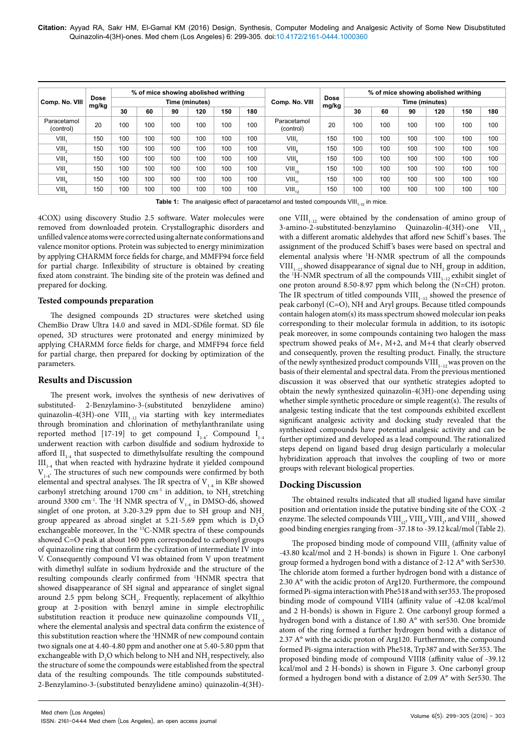| Comp. No. VIII | Dose mg/kg | % of mice showing abolished writhing | | | | | | Comp. No. VIII | Dose mg/kg | % of mice showing abolished writhing | | | | | |
|---|---|---|---|---|---|---|---|---|---|---|---|---|---|---|---|
| | | Time (minutes) | | | | | | | | Time (minutes) | | | | | |
| | | 30 | 60 | 90 | 120 | 150 | 180 | | | 30 | 60 | 90 | 120 | 150 | 180 |
| Paracetamol (control) | 20 | 100 | 100 | 100 | 100 | 100 | 100 | Paracetamol (control) | 20 | 100 | 100 | 100 | 100 | 100 | 100 |
| $VIII_1$ | 150 | 100 | 100 | 100 | 100 | 100 | 100 | $VIII_7$ | 150 | 100 | 100 | 100 | 100 | 100 | 100 |
| $VIII_2$ | 150 | 100 | 100 | 100 | 100 | 100 | 100 | $VIII_8$ | 150 | 100 | 100 | 100 | 100 | 100 | 100 |
| $VIII_3$ | 150 | 100 | 100 | 100 | 100 | 100 | 100 | $VIII_9$ | 150 | 100 | 100 | 100 | 100 | 100 | 100 |
| $VIII_4$ | 150 | 100 | 100 | 100 | 100 | 100 | 100 | $VIII_{10}$ | 150 | 100 | 100 | 100 | 100 | 100 | 100 |
| $VIII_5$ | 150 | 100 | 100 | 100 | 100 | 100 | 100 | $VIII_{11}$ | 150 | 100 | 100 | 100 | 100 | 100 | 100 |
| $VIII_6$ | 150 | 100 | 100 | 100 | 100 | 100 | 100 | $VIII_{12}$ | 150 | 100 | 100 | 100 | 100 | 100 | 100 |

**Table 1:** The analgesic effect of paracetamol and tested compounds $VIII_{1-12}$ in mice.

4COX) using discovery Studio 2.5 software. Water molecules were removed from downloaded protein. Crystallographic disorders and unfilled valence atoms were corrected using alternate conformations and valence monitor options. Protein was subjected to energy minimization by applying CHARMM force fields for charge, and MMFF94 force field for partial charge. Inflexibility of structure is obtained by creating fixed atom constraint. The binding site of the protein was defined and prepared for docking.

### Tested compounds preparation

The designed compounds 2D structures were sketched using ChemBio Draw Ultra 14.0 and saved in MDL-SDfile format. SD file opened, 3D structures were protonated and energy minimized by applying CHARMM force fields for charge, and MMFF94 force field for partial charge, then prepared for docking by optimization of the parameters.

## Results and Discussion

The present work, involves the synthesis of new derivatives of substituted- 2-Benzylamino-3-(substituted benzylidene amino) quinazolin-4(3H)-one $VIII_{1-12}$ via starting with key intermediates through bromination and chlorination of methylanthranilate using reported method [17-19] to get compound $I_{1-4}$. Compound $I_{1-4}$ underwent reaction with carbon disulfide and sodium hydroxide to afford $II_{1-4}$ that suspected to dimethylsulfate resulting the compound $III_{1-4}$ that when reacted with hydrazine hydrate it yielded compound $V_{1-4}$. The structures of such new compounds were confirmed by both elemental and spectral analyses. The IR spectra of $V_{1-4}$ in KBr showed carbonyl stretching around 1700 $cm^{-1}$ in addition, to $NH_2$ stretching around 3300 $cm^{-1}$. The $^1H$ NMR spectra of $V_{1-4}$ in DMSO-d6, showed singlet of one proton, at 3.20-3.29 ppm due to SH group and $NH_2$ group appeared as abroad singlet at 5.21-5.69 ppm which is $D_2O$ exchangeable moreover, In the $^{13}C$-NMR spectra of these compounds showed C=O peak at about 160 ppm corresponded to carbonyl groups of quinazoline ring that confirm the cyclization of intermediate IV into V. Consequently compound VI was obtained from V upon treatment with dimethyl sulfate in sodium hydroxide and the structure of the resulting compounds clearly confirmed from $^1$HNMR spectra that showed disappearance of SH signal and appearance of singlet signal around 2.5 ppm belong $SCH_3$. Frequently, replacement of alkylthio group at 2-position with benzyl amine in simple electrophilic substitution reaction it produce new quinazoline compounds $VII_{1-4}$ where the elemental analysis and spectral data confirm the existence of this substitution reaction where the $^1$HNMR of new compound contain two signals one at 4.40-4.80 ppm and another one at 5.40-5.80 ppm that exchangeable with $D_2O$ which belong to NH and $NH_2$ respectively, also the structure of some the compounds were established from the spectral data of the resulting compounds. The title compounds substituted-2-Benzylamino-3-(substituted benzylidene amino) quinazolin-4(3H)-one $VIII_{1-12}$ were obtained by the condensation of amino group of 3-amino-2-substituted-benzylamino Quinazolin-4(3H)-one $VII_{1-4}$ with a different aromatic aldehydes that afford new Schiff's bases. The assignment of the produced Schiff's bases were based on spectral and elemental analysis where $^1$H-NMR spectrum of all the compounds $VIII_{1-12}$ showed disappearance of signal due to $NH_2$ group in addition, the $^1$H-NMR spectrum of all the compounds $VIII_{1-12}$ exhibit singlet of one proton around 8.50-8.97 ppm which belong the (N=CH) proton. The IR spectrum of titled compounds $VIII_{1-12}$ showed the presence of peak carbonyl (C=O), NH and Aryl groups. Because titled compounds contain halogen atom(s) its mass spectrum showed molecular ion peaks corresponding to their molecular formula in addition, to its isotopic peak moreover, in some compounds containing two halogen the mass spectrum showed peaks of M+, M+2, and M+4 that clearly observed and consequently, proven the resulting product. Finally, the structure of the newly synthesized product compounds $VIII_{1-12}$ was proven on the basis of their elemental and spectral data. From the previous mentioned discussion it was observed that our synthetic strategies adopted to obtain the newly synthesized quinazolin-4(3H)-one depending using whether simple synthetic procedure or simple reagent(s). The results of analgesic testing indicate that the test compounds exhibited excellent significant analgesic activity and docking study revealed that the synthesized compounds have potential analgesic activity and can be further optimized and developed as a lead compound. The rationalized steps depend on ligand based drug design particularly a molecular hybridization approach that involves the coupling of two or more groups with relevant biological properties.

## Docking Discussion

The obtained results indicated that all studied ligand have similar position and orientation inside the putative binding site of the COX -2 enzyme. The selected compounds $VIII_{12}$, $VIII_9$, $VIII_3$, and $VIII_{11}$ showed good binding energies ranging from -37.18 to -39.12 kcal/mol (Table 2).

The proposed binding mode of compound $VIII_2$ (affinity value of -43.80 kcal/mol and 2 H-bonds) is shown in Figure 1. One carbonyl group formed a hydrogen bond with a distance of 2-12 A° with Ser530. The chloride atom formed a further hydrogen bond with a distance of 2.30 A° with the acidic proton of Arg120. Furthermore, the compound formed Pi-sigma interaction with Phe518 and with ser353. The proposed binding mode of compound VIII4 (affinity value of -42.08 kcal/mol and 2 H-bonds) is shown in Figure 2. One carbonyl group formed a hydrogen bond with a distance of 1.80 A° with ser530. One bromide atom of the ring formed a further hydrogen bond with a distance of 2.37 A° with the acidic proton of Arg120. Furthermore, the compound formed Pi-sigma interaction with Phe518, Trp387 and with Ser353. The proposed binding mode of compound VIII8 (affinity value of -39.12 kcal/mol and 2 H-bonds) is shown in Figure 3. One carbonyl group formed a hydrogen bond with a distance of 2.09 A° with Ser530. The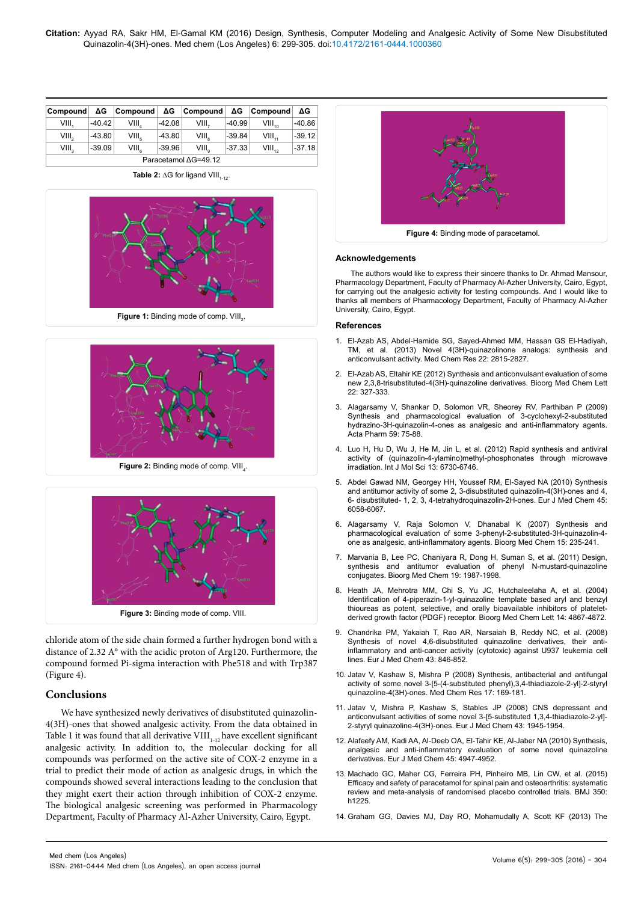| Compound | ΔG | Compound | ΔG | Compound | ΔG | Compound | ΔG |
|---|---|---|---|---|---|---|---|
| $VIII_1$ | -40.42 | $VIII_4$ | -42.08 | $VIII_7$ | -40.99 | $VIII_{10}$ | -40.86 |
| $VIII_2$ | -43.80 | $VIII_5$ | -43.80 | $VIII_8$ | -39.84 | $VIII_{11}$ | -39.12 |
| $VIII_3$ | -39.09 | $VIII_6$ | -39.96 | $VIII_9$ | -37.33 | $VIII_{12}$ | -37.18 |
| Paracetamol ΔG=49.12 | | | | | | | |

**Table 2:** ΔG for ligand $VIII_{1-12}$.

**Figure 1:** Binding mode of comp. $VIII_2$.

**Figure 2:** Binding mode of comp. $VIII_4$.

**Figure 3:** Binding mode of comp. VIII.

chloride atom of the side chain formed a further hydrogen bond with a distance of 2.32 A° with the acidic proton of Arg120. Furthermore, the compound formed Pi-sigma interaction with Phe518 and with Trp387 (Figure 4).

## Conclusions

We have synthesized newly derivatives of disubstituted quinazolin-4(3H)-ones that showed analgesic activity. From the data obtained in Table 1 it was found that all derivative $VIII_{1-12}$ have excellent significant analgesic activity. In addition to, the molecular docking for all compounds was performed on the active site of COX-2 enzyme in a trial to predict their mode of action as analgesic drugs, in which the compounds showed several interactions leading to the conclusion that they might exert their action through inhibition of COX-2 enzyme. The biological analgesic screening was performed in Pharmacology Department, Faculty of Pharmacy Al-Azher University, Cairo, Egypt.

**Figure 4:** Binding mode of paracetamol.

### Acknowledgements

The authors would like to express their sincere thanks to Dr. Ahmad Mansour, Pharmacology Department, Faculty of Pharmacy Al-Azher University, Cairo, Egypt, for carrying out the analgesic activity for testing compounds. And I would like to thanks all members of Pharmacology Department, Faculty of Pharmacy Al-Azher University, Cairo, Egypt.

### References

1. El-Azab AS, Abdel-Hamide SG, Sayed-Ahmed MM, Hassan GS El-Hadiyah, TM, et al. (2013) Novel 4(3H)-quinazolinone analogs: synthesis and anticonvulsant activity. Med Chem Res 22: 2815-2827.
2. El-Azab AS, Eltahir KE (2012) Synthesis and anticonvulsant evaluation of some new 2,3,8-trisubstituted-4(3H)-quinazoline derivatives. Bioorg Med Chem Lett 22: 327-333.
3. Alagarsamy V, Shankar D, Solomon VR, Sheorey RV, Parthiban P (2009) Synthesis and pharmacological evaluation of 3-cyclohexyl-2-substituted hydrazino-3H-quinazolin-4-ones as analgesic and anti-inflammatory agents. Acta Pharm 59: 75-88.
4. Luo H, Hu D, Wu J, He M, Jin L, et al. (2012) Rapid synthesis and antiviral activity of (quinazolin-4-ylamino)methyl-phosphonates through microwave irradiation. Int J Mol Sci 13: 6730-6746.
5. Abdel Gawad NM, Georgey HH, Youssef RM, El-Sayed NA (2010) Synthesis and antitumor activity of some 2, 3-disubstituted quinazolin-4(3H)-ones and 4, 6- disubstituted- 1, 2, 3, 4-tetrahydroquinazolin-2H-ones. Eur J Med Chem 45: 6058-6067.
6. Alagarsamy V, Raja Solomon V, Dhanabal K (2007) Synthesis and pharmacological evaluation of some 3-phenyl-2-substituted-3H-quinazolin-4-one as analgesic, anti-inflammatory agents. Bioorg Med Chem 15: 235-241.
7. Marvania B, Lee PC, Chaniyara R, Dong H, Suman S, et al. (2011) Design, synthesis and antitumor evaluation of phenyl N-mustard-quinazoline conjugates. Bioorg Med Chem 19: 1987-1998.
8. Heath JA, Mehrotra MM, Chi S, Yu JC, Hutchaleelaha A, et al. (2004) Identification of 4-piperazin-1-yl-quinazoline template based aryl and benzyl thioureas as potent, selective, and orally bioavailable inhibitors of platelet-derived growth factor (PDGF) receptor. Bioorg Med Chem Lett 14: 4867-4872.
9. Chandrika PM, Yakaiah T, Rao AR, Narsaiah B, Reddy NC, et al. (2008) Synthesis of novel 4,6-disubstituted quinazoline derivatives, their anti-inflammatory and anti-cancer activity (cytotoxic) against U937 leukemia cell lines. Eur J Med Chem 43: 846-852.
10. Jatav V, Kashaw S, Mishra P (2008) Synthesis, antibacterial and antifungal activity of some novel 3-[5-(4-substituted phenyl),3,4-thiadiazole-2-yl]-2-styryl quinazoline-4(3H)-ones. Med Chem Res 17: 169-181.
11. Jatav V, Mishra P, Kashaw S, Stables JP (2008) CNS depressant and anticonvulsant activities of some novel 3-[5-substituted 1,3,4-thiadiazole-2-yl]-2-styryl quinazoline-4(3H)-ones. Eur J Med Chem 43: 1945-1954.
12. Alafeefy AM, Kadi AA, Al-Deeb OA, El-Tahir KE, Al-Jaber NA (2010) Synthesis, analgesic and anti-inflammatory evaluation of some novel quinazoline derivatives. Eur J Med Chem 45: 4947-4952.
13. Machado GC, Maher CG, Ferreira PH, Pinheiro MB, Lin CW, et al. (2015) Efficacy and safety of paracetamol for spinal pain and osteoarthritis: systematic review and meta-analysis of randomised placebo controlled trials. BMJ 350: h1225.
14. Graham GG, Davies MJ, Day RO, Mohamudally A, Scott KF (2013) The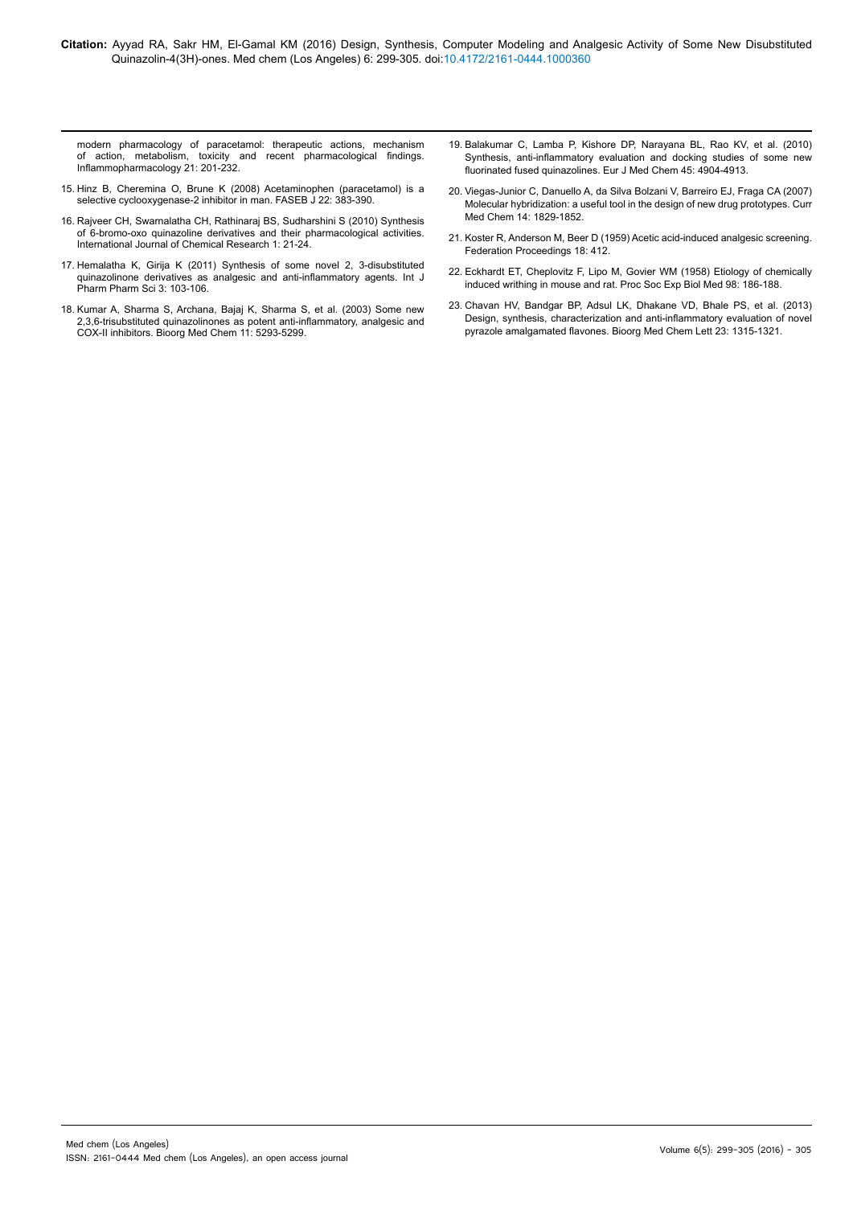modern pharmacology of paracetamol: therapeutic actions, mechanism of action, metabolism, toxicity and recent pharmacological findings. Inflammopharmacology 21: 201-232.

15. Hinz B, Cheremina O, Brune K (2008) Acetaminophen (paracetamol) is a selective cyclooxygenase-2 inhibitor in man. FASEB J 22: 383-390.

16. Rajveer CH, Swarnalatha CH, Rathinaraj BS, Sudharshini S (2010) Synthesis of 6-bromo-oxo quinazoline derivatives and their pharmacological activities. International Journal of Chemical Research 1: 21-24.

17. Hemalatha K, Girija K (2011) Synthesis of some novel 2, 3-disubstituted quinazolinone derivatives as analgesic and anti-inflammatory agents. Int J Pharm Pharm Sci 3: 103-106.

18. Kumar A, Sharma S, Archana, Bajaj K, Sharma S, et al. (2003) Some new 2,3,6-trisubstituted quinazolinones as potent anti-inflammatory, analgesic and COX-II inhibitors. Bioorg Med Chem 11: 5293-5299.

19. Balakumar C, Lamba P, Kishore DP, Narayana BL, Rao KV, et al. (2010) Synthesis, anti-inflammatory evaluation and docking studies of some new fluorinated fused quinazolines. Eur J Med Chem 45: 4904-4913.

20. Viegas-Junior C, Danuello A, da Silva Bolzani V, Barreiro EJ, Fraga CA (2007) Molecular hybridization: a useful tool in the design of new drug prototypes. Curr Med Chem 14: 1829-1852.

21. Koster R, Anderson M, Beer D (1959) Acetic acid-induced analgesic screening. Federation Proceedings 18: 412.

22. Eckhardt ET, Cheplovitz F, Lipo M, Govier WM (1958) Etiology of chemically induced writhing in mouse and rat. Proc Soc Exp Biol Med 98: 186-188.

23. Chavan HV, Bandgar BP, Adsul LK, Dhakane VD, Bhale PS, et al. (2013) Design, synthesis, characterization and anti-inflammatory evaluation of novel pyrazole amalgamated flavones. Bioorg Med Chem Lett 23: 1315-1321.